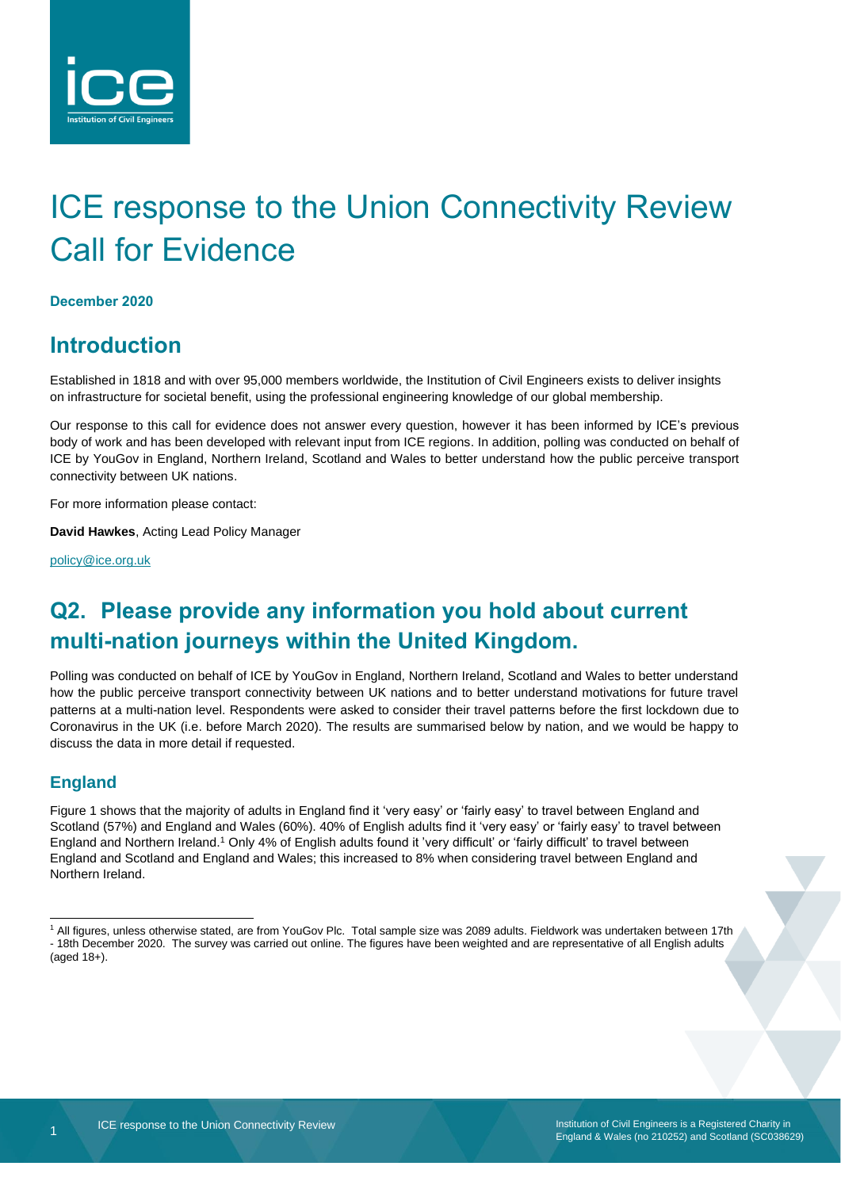# ICE response to the Union Connectivity Review Call for Evidence

**December 2020**

## Introduction

Established in 1818 and with over 95,000 members worldwide, the Institution of Civil Engineers exists to deliver insights on infrastructure for societal benefit, using the professional engineering knowledge of our global membership.

Our response to this call for evidence does not answer every question, however it has been informed by ICE's previous body of work and has been developed with relevant input from ICE regions. In addition, polling was conducted on behalf of ICE by YouGov in England, Northern Ireland, Scotland and Wales to better understand how the public perceive transport connectivity between UK nations.

For more information please contact:

**David Hawkes**, Acting Lead Policy Manager

policy@ice.org.uk

## Q2. Please provide any information you hold about current multi-nation journeys within the United Kingdom.

Polling was conducted on behalf of ICE by YouGov in England, Northern Ireland, Scotland and Wales to better understand how the public perceive transport connectivity between UK nations and to better understand motivations for future travel patterns at a multi-nation level. Respondents were asked to consider their travel patterns before the first lockdown due to Coronavirus in the UK (i.e. before March 2020). The results are summarised below by nation, and we would be happy to discuss the data in more detail if requested.

### England

Figure 1 shows that the majority of adults in England find it 'very easy' or 'fairly easy' to travel between England and Scotland (57%) and England and Wales (60%). 40% of English adults find it 'very easy' or 'fairly easy' to travel between England and Northern Ireland.[1] Only 4% of English adults found it 'very difficult' or 'fairly difficult' to travel between England and Scotland and England and Wales; this increased to 8% when considering travel between England and Northern Ireland.

[1] All figures, unless otherwise stated, are from YouGov Plc. Total sample size was 2089 adults. Fieldwork was undertaken between 17th - 18th December 2020. The survey was carried out online. The figures have been weighted and are representative of all English adults (aged 18+).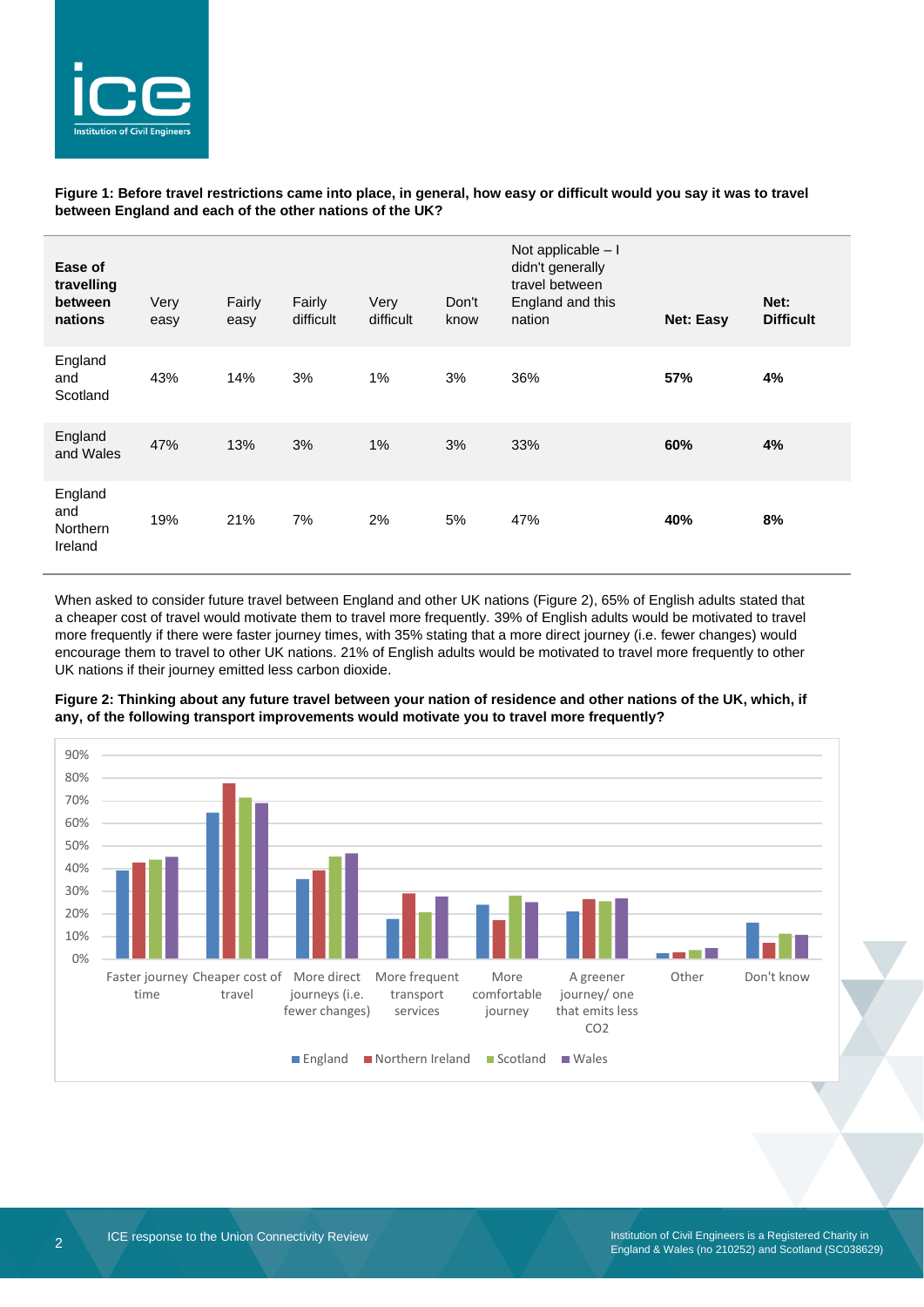**Figure 1: Before travel restrictions came into place, in general, how easy or difficult would you say it was to travel between England and each of the other nations of the UK?**

| Ease of travelling between nations | Very easy | Fairly easy | Fairly difficult | Very difficult | Don't know | Not applicable – I didn't generally travel between England and this nation | Net: Easy | Net: Difficult |
|---|---|---|---|---|---|---|---|---|
| England and Scotland | 43% | 14% | 3% | 1% | 3% | 36% | **57%** | **4%** |
| England and Wales | 47% | 13% | 3% | 1% | 3% | 33% | **60%** | **4%** |
| England and Northern Ireland | 19% | 21% | 7% | 2% | 5% | 47% | **40%** | **8%** |

When asked to consider future travel between England and other UK nations (Figure 2), 65% of English adults stated that a cheaper cost of travel would motivate them to travel more frequently. 39% of English adults would be motivated to travel more frequently if there were faster journey times, with 35% stating that a more direct journey (i.e. fewer changes) would encourage them to travel to other UK nations. 21% of English adults would be motivated to travel more frequently to other UK nations if their journey emitted less carbon dioxide.

**Figure 2: Thinking about any future travel between your nation of residence and other nations of the UK, which, if any, of the following transport improvements would motivate you to travel more frequently?**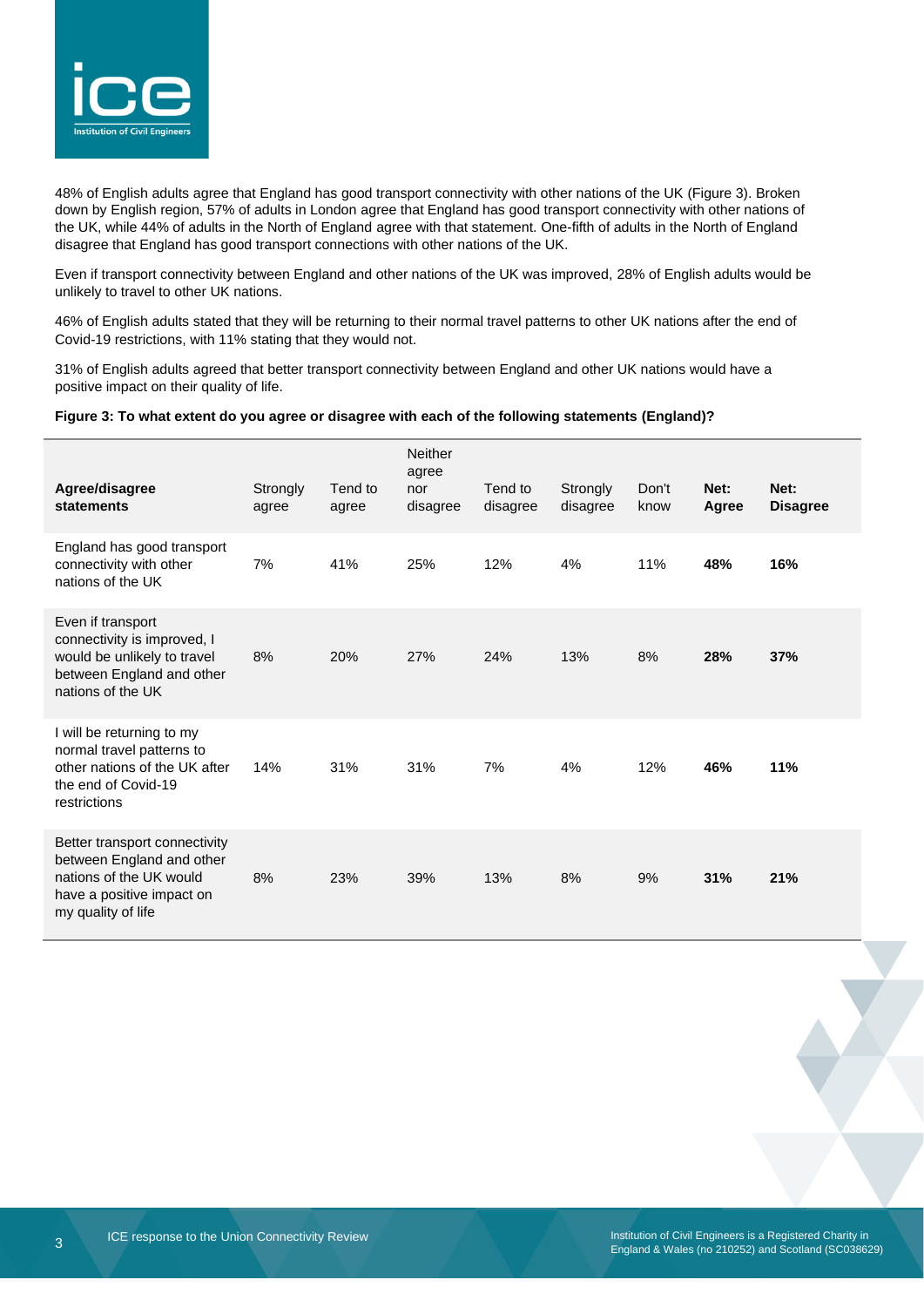48% of English adults agree that England has good transport connectivity with other nations of the UK (Figure 3). Broken down by English region, 57% of adults in London agree that England has good transport connectivity with other nations of the UK, while 44% of adults in the North of England agree with that statement. One-fifth of adults in the North of England disagree that England has good transport connections with other nations of the UK.

Even if transport connectivity between England and other nations of the UK was improved, 28% of English adults would be unlikely to travel to other UK nations.

46% of English adults stated that they will be returning to their normal travel patterns to other UK nations after the end of Covid-19 restrictions, with 11% stating that they would not.

31% of English adults agreed that better transport connectivity between England and other UK nations would have a positive impact on their quality of life.

**Figure 3: To what extent do you agree or disagree with each of the following statements (England)?**

| **Agree/disagree statements** | Strongly agree | Tend to agree | Neither agree nor disagree | Tend to disagree | Strongly disagree | Don't know | **Net: Agree** | **Net: Disagree** |
|---|---|---|---|---|---|---|---|---|
| England has good transport connectivity with other nations of the UK | 7% | 41% | 25% | 12% | 4% | 11% | **48%** | **16%** |
| Even if transport connectivity is improved, I would be unlikely to travel between England and other nations of the UK | 8% | 20% | 27% | 24% | 13% | 8% | **28%** | **37%** |
| I will be returning to my normal travel patterns to other nations of the UK after the end of Covid-19 restrictions | 14% | 31% | 31% | 7% | 4% | 12% | **46%** | **11%** |
| Better transport connectivity between England and other nations of the UK would have a positive impact on my quality of life | 8% | 23% | 39% | 13% | 8% | 9% | **31%** | **21%** |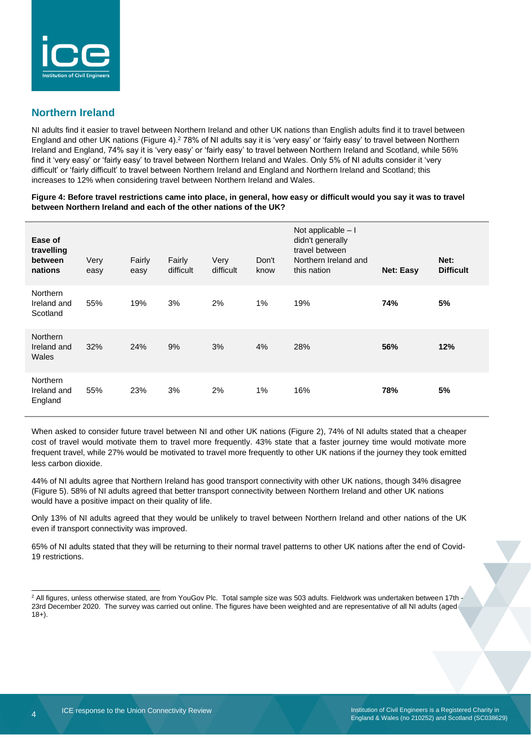## Northern Ireland

NI adults find it easier to travel between Northern Ireland and other UK nations than English adults find it to travel between England and other UK nations (Figure 4).[2] 78% of NI adults say it is 'very easy' or 'fairly easy' to travel between Northern Ireland and England, 74% say it is 'very easy' or 'fairly easy' to travel between Northern Ireland and Scotland, while 56% find it 'very easy' or 'fairly easy' to travel between Northern Ireland and Wales. Only 5% of NI adults consider it 'very difficult' or 'fairly difficult' to travel between Northern Ireland and England and Northern Ireland and Scotland; this increases to 12% when considering travel between Northern Ireland and Wales.

**Figure 4: Before travel restrictions came into place, in general, how easy or difficult would you say it was to travel between Northern Ireland and each of the other nations of the UK?**

| **Ease of travelling between nations** | Very easy | Fairly easy | Fairly difficult | Very difficult | Don't know | Not applicable – I didn't generally travel between Northern Ireland and this nation | **Net: Easy** | **Net: Difficult** |
|---|---|---|---|---|---|---|---|---|
| Northern Ireland and Scotland | 55% | 19% | 3% | 2% | 1% | 19% | **74%** | **5%** |
| Northern Ireland and Wales | 32% | 24% | 9% | 3% | 4% | 28% | **56%** | **12%** |
| Northern Ireland and England | 55% | 23% | 3% | 2% | 1% | 16% | **78%** | **5%** |

When asked to consider future travel between NI and other UK nations (Figure 2), 74% of NI adults stated that a cheaper cost of travel would motivate them to travel more frequently. 43% state that a faster journey time would motivate more frequent travel, while 27% would be motivated to travel more frequently to other UK nations if the journey they took emitted less carbon dioxide.

44% of NI adults agree that Northern Ireland has good transport connectivity with other UK nations, though 34% disagree (Figure 5). 58% of NI adults agreed that better transport connectivity between Northern Ireland and other UK nations would have a positive impact on their quality of life.

Only 13% of NI adults agreed that they would be unlikely to travel between Northern Ireland and other nations of the UK even if transport connectivity was improved.

65% of NI adults stated that they will be returning to their normal travel patterns to other UK nations after the end of Covid-19 restrictions.

[2] All figures, unless otherwise stated, are from YouGov Plc. Total sample size was 503 adults. Fieldwork was undertaken between 17th - 23rd December 2020. The survey was carried out online. The figures have been weighted and are representative of all NI adults (aged 18+).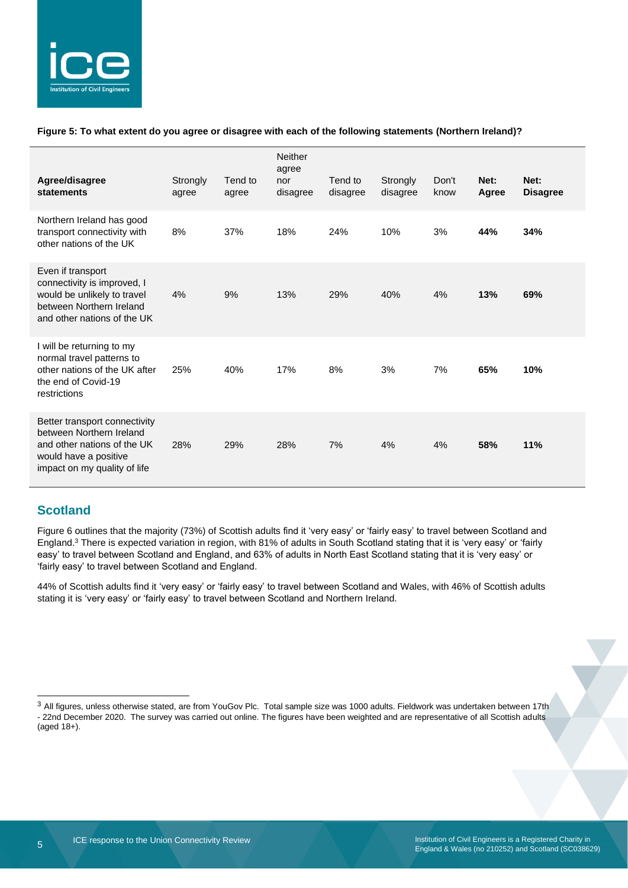**Figure 5: To what extent do you agree or disagree with each of the following statements (Northern Ireland)?**

| Agree/disagree statements | Strongly agree | Tend to agree | Neither agree nor disagree | Tend to disagree | Strongly disagree | Don't know | Net: Agree | Net: Disagree |
|---|---|---|---|---|---|---|---|---|
| Northern Ireland has good transport connectivity with other nations of the UK | 8% | 37% | 18% | 24% | 10% | 3% | **44%** | **34%** |
| Even if transport connectivity is improved, I would be unlikely to travel between Northern Ireland and other nations of the UK | 4% | 9% | 13% | 29% | 40% | 4% | **13%** | **69%** |
| I will be returning to my normal travel patterns to other nations of the UK after the end of Covid-19 restrictions | 25% | 40% | 17% | 8% | 3% | 7% | **65%** | **10%** |
| Better transport connectivity between Northern Ireland and other nations of the UK would have a positive impact on my quality of life | 28% | 29% | 28% | 7% | 4% | 4% | **58%** | **11%** |

## Scotland

Figure 6 outlines that the majority (73%) of Scottish adults find it 'very easy' or 'fairly easy' to travel between Scotland and England.[3] There is expected variation in region, with 81% of adults in South Scotland stating that it is 'very easy' or 'fairly easy' to travel between Scotland and England, and 63% of adults in North East Scotland stating that it is 'very easy' or 'fairly easy' to travel between Scotland and England.

44% of Scottish adults find it 'very easy' or 'fairly easy' to travel between Scotland and Wales, with 46% of Scottish adults stating it is 'very easy' or 'fairly easy' to travel between Scotland and Northern Ireland.

[3] All figures, unless otherwise stated, are from YouGov Plc. Total sample size was 1000 adults. Fieldwork was undertaken between 17th - 22nd December 2020. The survey was carried out online. The figures have been weighted and are representative of all Scottish adults (aged 18+).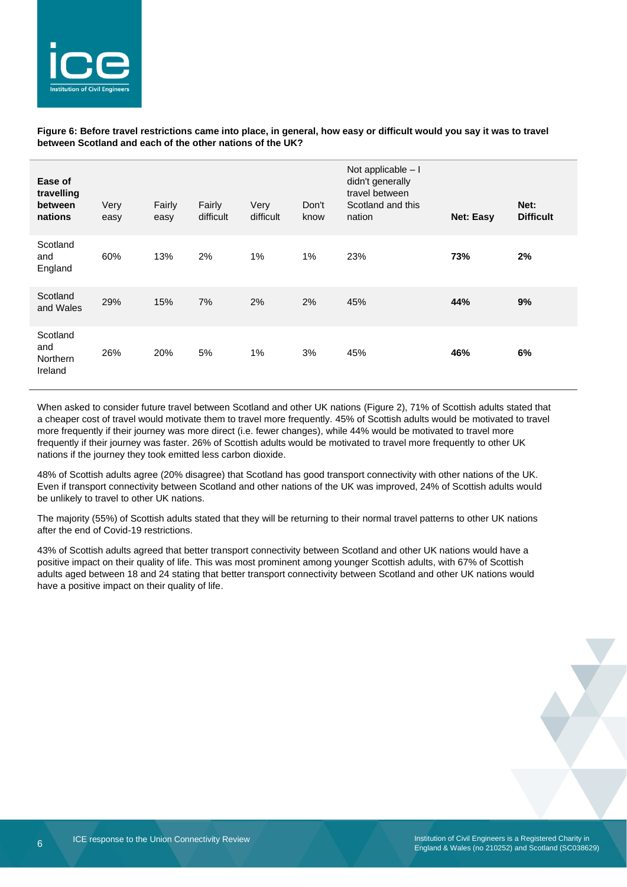**Figure 6: Before travel restrictions came into place, in general, how easy or difficult would you say it was to travel between Scotland and each of the other nations of the UK?**

| Ease of travelling between nations | Very easy | Fairly easy | Fairly difficult | Very difficult | Don't know | Not applicable – I didn't generally travel between Scotland and this nation | Net: Easy | Net: Difficult |
|---|---|---|---|---|---|---|---|---|
| Scotland and England | 60% | 13% | 2% | 1% | 1% | 23% | **73%** | **2%** |
| Scotland and Wales | 29% | 15% | 7% | 2% | 2% | 45% | **44%** | **9%** |
| Scotland and Northern Ireland | 26% | 20% | 5% | 1% | 3% | 45% | **46%** | **6%** |

When asked to consider future travel between Scotland and other UK nations (Figure 2), 71% of Scottish adults stated that a cheaper cost of travel would motivate them to travel more frequently. 45% of Scottish adults would be motivated to travel more frequently if their journey was more direct (i.e. fewer changes), while 44% would be motivated to travel more frequently if their journey was faster. 26% of Scottish adults would be motivated to travel more frequently to other UK nations if the journey they took emitted less carbon dioxide.

48% of Scottish adults agree (20% disagree) that Scotland has good transport connectivity with other nations of the UK. Even if transport connectivity between Scotland and other nations of the UK was improved, 24% of Scottish adults would be unlikely to travel to other UK nations.

The majority (55%) of Scottish adults stated that they will be returning to their normal travel patterns to other UK nations after the end of Covid-19 restrictions.

43% of Scottish adults agreed that better transport connectivity between Scotland and other UK nations would have a positive impact on their quality of life. This was most prominent among younger Scottish adults, with 67% of Scottish adults aged between 18 and 24 stating that better transport connectivity between Scotland and other UK nations would have a positive impact on their quality of life.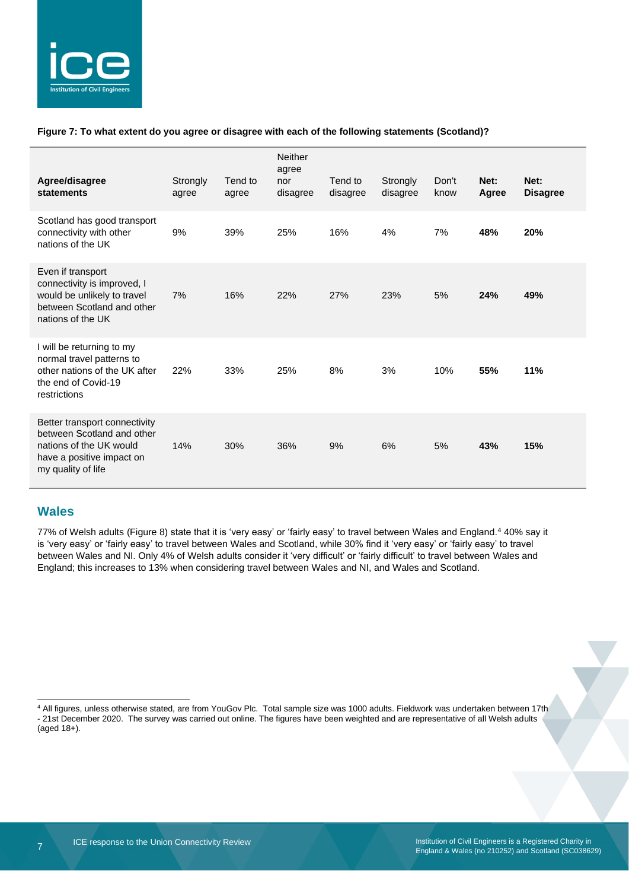**Figure 7: To what extent do you agree or disagree with each of the following statements (Scotland)?**

| Agree/disagree statements | Strongly agree | Tend to agree | Neither agree nor disagree | Tend to disagree | Strongly disagree | Don't know | Net: Agree | Net: Disagree |
|---|---|---|---|---|---|---|---|---|
| Scotland has good transport connectivity with other nations of the UK | 9% | 39% | 25% | 16% | 4% | 7% | **48%** | **20%** |
| Even if transport connectivity is improved, I would be unlikely to travel between Scotland and other nations of the UK | 7% | 16% | 22% | 27% | 23% | 5% | **24%** | **49%** |
| I will be returning to my normal travel patterns to other nations of the UK after the end of Covid-19 restrictions | 22% | 33% | 25% | 8% | 3% | 10% | **55%** | **11%** |
| Better transport connectivity between Scotland and other nations of the UK would have a positive impact on my quality of life | 14% | 30% | 36% | 9% | 6% | 5% | **43%** | **15%** |

## Wales

77% of Welsh adults (Figure 8) state that it is 'very easy' or 'fairly easy' to travel between Wales and England.[4] 40% say it is 'very easy' or 'fairly easy' to travel between Wales and Scotland, while 30% find it 'very easy' or 'fairly easy' to travel between Wales and NI. Only 4% of Welsh adults consider it 'very difficult' or 'fairly difficult' to travel between Wales and England; this increases to 13% when considering travel between Wales and NI, and Wales and Scotland.

[4] All figures, unless otherwise stated, are from YouGov Plc. Total sample size was 1000 adults. Fieldwork was undertaken between 17th - 21st December 2020. The survey was carried out online. The figures have been weighted and are representative of all Welsh adults (aged 18+).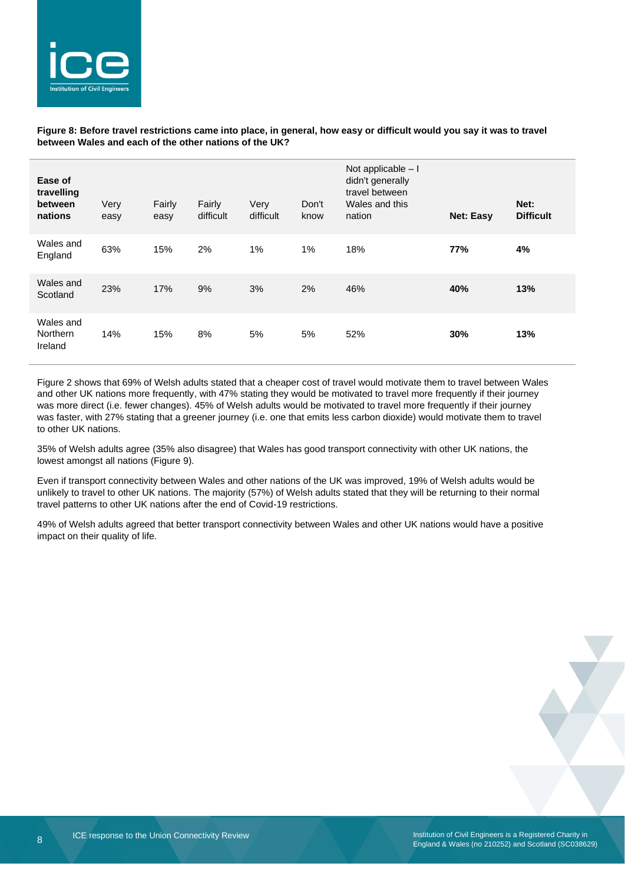**Figure 8: Before travel restrictions came into place, in general, how easy or difficult would you say it was to travel between Wales and each of the other nations of the UK?**

| Ease of travelling between nations | Very easy | Fairly easy | Fairly difficult | Very difficult | Don't know | Not applicable – I didn't generally travel between Wales and this nation | Net: Easy | Net: Difficult |
|---|---|---|---|---|---|---|---|---|
| Wales and England | 63% | 15% | 2% | 1% | 1% | 18% | **77%** | **4%** |
| Wales and Scotland | 23% | 17% | 9% | 3% | 2% | 46% | **40%** | **13%** |
| Wales and Northern Ireland | 14% | 15% | 8% | 5% | 5% | 52% | **30%** | **13%** |

Figure 2 shows that 69% of Welsh adults stated that a cheaper cost of travel would motivate them to travel between Wales and other UK nations more frequently, with 47% stating they would be motivated to travel more frequently if their journey was more direct (i.e. fewer changes). 45% of Welsh adults would be motivated to travel more frequently if their journey was faster, with 27% stating that a greener journey (i.e. one that emits less carbon dioxide) would motivate them to travel to other UK nations.

35% of Welsh adults agree (35% also disagree) that Wales has good transport connectivity with other UK nations, the lowest amongst all nations (Figure 9).

Even if transport connectivity between Wales and other nations of the UK was improved, 19% of Welsh adults would be unlikely to travel to other UK nations. The majority (57%) of Welsh adults stated that they will be returning to their normal travel patterns to other UK nations after the end of Covid-19 restrictions.

49% of Welsh adults agreed that better transport connectivity between Wales and other UK nations would have a positive impact on their quality of life.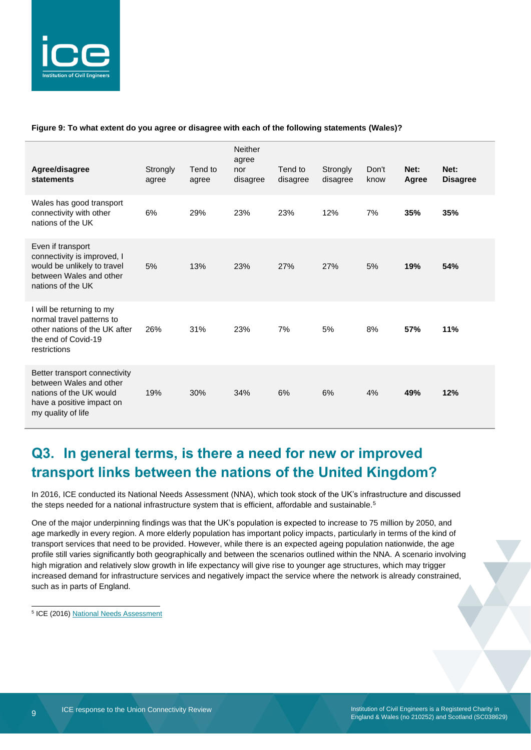**Figure 9: To what extent do you agree or disagree with each of the following statements (Wales)?**

| Agree/disagree statements | Strongly agree | Tend to agree | Neither agree nor disagree | Tend to disagree | Strongly disagree | Don't know | Net: Agree | Net: Disagree |
|---|---|---|---|---|---|---|---|---|
| Wales has good transport connectivity with other nations of the UK | 6% | 29% | 23% | 23% | 12% | 7% | **35%** | **35%** |
| Even if transport connectivity is improved, I would be unlikely to travel between Wales and other nations of the UK | 5% | 13% | 23% | 27% | 27% | 5% | **19%** | **54%** |
| I will be returning to my normal travel patterns to other nations of the UK after the end of the Covid-19 restrictions | 26% | 31% | 23% | 7% | 5% | 8% | **57%** | **11%** |
| Better transport connectivity between Wales and other nations of the UK would have a positive impact on my quality of life | 19% | 30% | 34% | 6% | 6% | 4% | **49%** | **12%** |

## Q3. In general terms, is there a need for new or improved transport links between the nations of the United Kingdom?

In 2016, ICE conducted its National Needs Assessment (NNA), which took stock of the UK's infrastructure and discussed the steps needed for a national infrastructure system that is efficient, affordable and sustainable.[5]

One of the major underpinning findings was that the UK's population is expected to increase to 75 million by 2050, and age markedly in every region. A more elderly population has important policy impacts, particularly in terms of the kind of transport services that need to be provided. However, while there is an expected ageing population nationwide, the age profile still varies significantly both geographically and between the scenarios outlined within the NNA. A scenario involving high migration and relatively slow growth in life expectancy will give rise to younger age structures, which may trigger increased demand for infrastructure services and negatively impact the service where the network is already constrained, such as in parts of England.

[5] ICE (2016) National Needs Assessment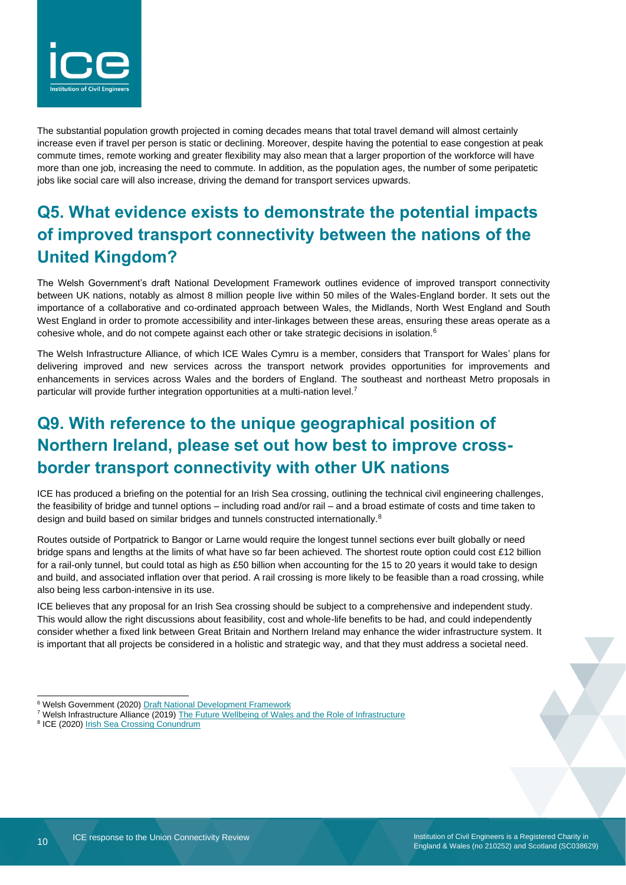The substantial population growth projected in coming decades means that total travel demand will almost certainly increase even if travel per person is static or declining. Moreover, despite having the potential to ease congestion at peak commute times, remote working and greater flexibility may also mean that a larger proportion of the workforce will have more than one job, increasing the need to commute. In addition, as the population ages, the number of some peripatetic jobs like social care will also increase, driving the demand for transport services upwards.

## Q5. What evidence exists to demonstrate the potential impacts of improved transport connectivity between the nations of the United Kingdom?

The Welsh Government's draft National Development Framework outlines evidence of improved transport connectivity between UK nations, notably as almost 8 million people live within 50 miles of the Wales-England border. It sets out the importance of a collaborative and co-ordinated approach between Wales, the Midlands, North West England and South West England in order to promote accessibility and inter-linkages between these areas, ensuring these areas operate as a cohesive whole, and do not compete against each other or take strategic decisions in isolation.[6]

The Welsh Infrastructure Alliance, of which ICE Wales Cymru is a member, considers that Transport for Wales' plans for delivering improved and new services across the transport network provides opportunities for improvements and enhancements in services across Wales and the borders of England. The southeast and northeast Metro proposals in particular will provide further integration opportunities at a multi-nation level.[7]

## Q9. With reference to the unique geographical position of Northern Ireland, please set out how best to improve cross-border transport connectivity with other UK nations

ICE has produced a briefing on the potential for an Irish Sea crossing, outlining the technical civil engineering challenges, the feasibility of bridge and tunnel options – including road and/or rail – and a broad estimate of costs and time taken to design and build based on similar bridges and tunnels constructed internationally.[8]

Routes outside of Portpatrick to Bangor or Larne would require the longest tunnel sections ever built globally or need bridge spans and lengths at the limits of what have so far been achieved. The shortest route option could cost £12 billion for a rail-only tunnel, but could total as high as £50 billion when accounting for the 15 to 20 years it would take to design and build, and associated inflation over that period. A rail crossing is more likely to be feasible than a road crossing, while also being less carbon-intensive in its use.

ICE believes that any proposal for an Irish Sea crossing should be subject to a comprehensive and independent study. This would allow the right discussions about feasibility, cost and whole-life benefits to be had, and could independently consider whether a fixed link between Great Britain and Northern Ireland may enhance the wider infrastructure system. It is important that all projects be considered in a holistic and strategic way, and that they must address a societal need.

---

[6] Welsh Government (2020) Draft National Development Framework

[7] Welsh Infrastructure Alliance (2019) The Future Wellbeing of Wales and the Role of Infrastructure

[8] ICE (2020) Irish Sea Crossing Conundrum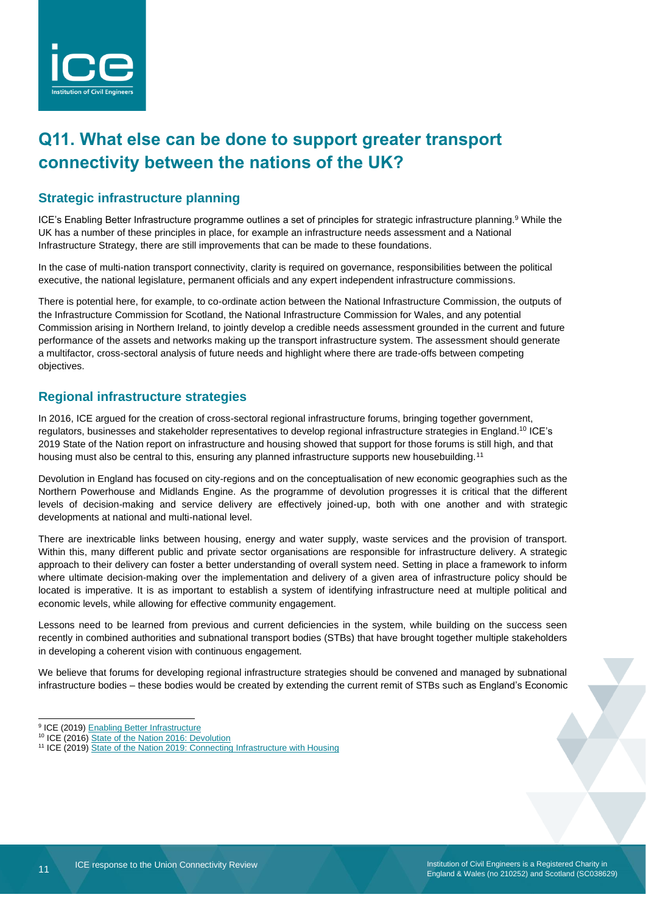# Q11. What else can be done to support greater transport connectivity between the nations of the UK?

## Strategic infrastructure planning

ICE's Enabling Better Infrastructure programme outlines a set of principles for strategic infrastructure planning.[9] While the UK has a number of these principles in place, for example an infrastructure needs assessment and a National Infrastructure Strategy, there are still improvements that can be made to these foundations.

In the case of multi-nation transport connectivity, clarity is required on governance, responsibilities between the political executive, the national legislature, permanent officials and any expert independent infrastructure commissions.

There is potential here, for example, to co-ordinate action between the National Infrastructure Commission, the outputs of the Infrastructure Commission for Scotland, the National Infrastructure Commission for Wales, and any potential Commission arising in Northern Ireland, to jointly develop a credible needs assessment grounded in the current and future performance of the assets and networks making up the transport infrastructure system. The assessment should generate a multifactor, cross-sectoral analysis of future needs and highlight where there are trade-offs between competing objectives.

## Regional infrastructure strategies

In 2016, ICE argued for the creation of cross-sectoral regional infrastructure forums, bringing together government, regulators, businesses and stakeholder representatives to develop regional infrastructure strategies in England.[10] ICE's 2019 State of the Nation report on infrastructure and housing showed that support for those forums is still high, and that housing must also be central to this, ensuring any planned infrastructure supports new housebuilding.[11]

Devolution in England has focused on city-regions and on the conceptualisation of new economic geographies such as the Northern Powerhouse and Midlands Engine. As the programme of devolution progresses it is critical that the different levels of decision-making and service delivery are effectively joined-up, both with one another and with strategic developments at national and multi-national level.

There are inextricable links between housing, energy and water supply, waste services and the provision of transport. Within this, many different public and private sector organisations are responsible for infrastructure delivery. A strategic approach to their delivery can foster a better understanding of overall system need. Setting in place a framework to inform where ultimate decision-making over the implementation and delivery of a given area of infrastructure policy should be located is imperative. It is as important to establish a system of identifying infrastructure need at multiple political and economic levels, while allowing for effective community engagement.

Lessons need to be learned from previous and current deficiencies in the system, while building on the success seen recently in combined authorities and subnational transport bodies (STBs) that have brought together multiple stakeholders in developing a coherent vision with continuous engagement.

We believe that forums for developing regional infrastructure strategies should be convened and managed by subnational infrastructure bodies – these bodies would be created by extending the current remit of STBs such as England's Economic

---

[9] ICE (2019) Enabling Better Infrastructure

[10] ICE (2016) State of the Nation 2016: Devolution

[11] ICE (2019) State of the Nation 2019: Connecting Infrastructure with Housing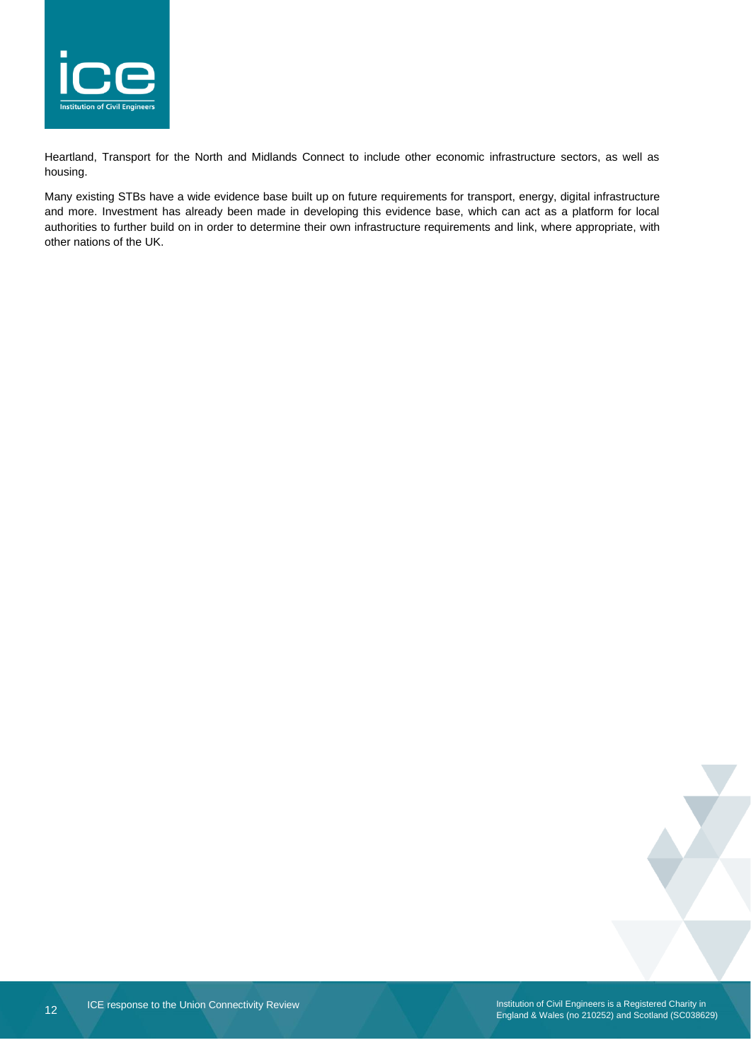Heartland, Transport for the North and Midlands Connect to include other economic infrastructure sectors, as well as housing.

Many existing STBs have a wide evidence base built up on future requirements for transport, energy, digital infrastructure and more. Investment has already been made in developing this evidence base, which can act as a platform for local authorities to further build on in order to determine their own infrastructure requirements and link, where appropriate, with other nations of the UK.